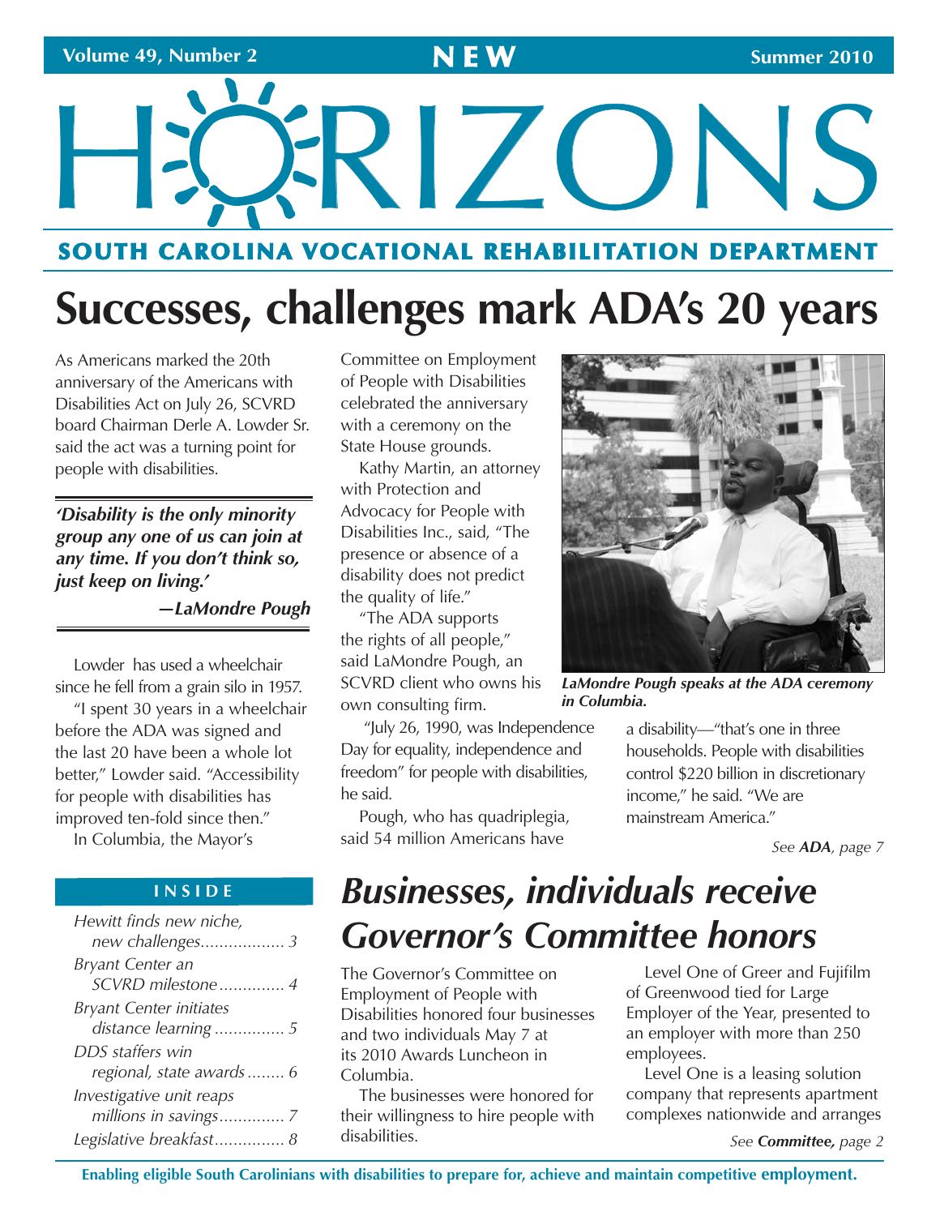# NEW HORIZONS

**SOUTH CAROLINA VOCATIONAL REHABILITATION DEPARTMENT**

# Successes, challenges mark ADA's 20 years

As Americans marked the 20th anniversary of the Americans with Disabilities Act on July 26, SCVRD board Chairman Derle A. Lowder Sr. said the act was a turning point for people with disabilities.

> ***'Disability is the only minority group any one of us can join at any time. If you don't think so, just keep on living.'***
>
> ***—LaMondre Pough***

Lowder has used a wheelchair since he fell from a grain silo in 1957.

"I spent 30 years in a wheelchair before the ADA was signed and the last 20 have been a whole lot better," Lowder said. "Accessibility for people with disabilities has improved ten-fold since then."

In Columbia, the Mayor's Committee on Employment of People with Disabilities celebrated the anniversary with a ceremony on the State House grounds.

Kathy Martin, an attorney with Protection and Advocacy for People with Disabilities Inc., said, "The presence or absence of a disability does not predict the quality of life."

"The ADA supports the rights of all people," said LaMondre Pough, an SCVRD client who owns his own consulting firm.

"July 26, 1990, was Independence Day for equality, independence and freedom" for people with disabilities, he said.

Pough, who has quadriplegia, said 54 million Americans have a disability—"that's one in three households. People with disabilities control $220 billion in discretionary income," he said. "We are mainstream America."

***LaMondre Pough speaks at the ADA ceremony in Columbia.***

*See **ADA**, page 7*

## INSIDE

- *Hewitt finds new niche, new challenges* .................. 3
- *Bryant Center an SCVRD milestone* .............. 4
- *Bryant Center initiates distance learning* ............... 5
- *DDS staffers win regional, state awards* ........ 6
- *Investigative unit reaps millions in savings* .............. 7
- *Legislative breakfast* ............... 8

# *Businesses, individuals receive Governor's Committee honors*

The Governor's Committee on Employment of People with Disabilities honored four businesses and two individuals May 7 at its 2010 Awards Luncheon in Columbia.

The businesses were honored for their willingness to hire people with disabilities.

Level One of Greer and Fujifilm of Greenwood tied for Large Employer of the Year, presented to an employer with more than 250 employees.

Level One is a leasing solution company that represents apartment complexes nationwide and arranges

*See **Committee,** page 2*

**Enabling eligible South Carolinians with disabilities to prepare for, achieve and maintain competitive employment.**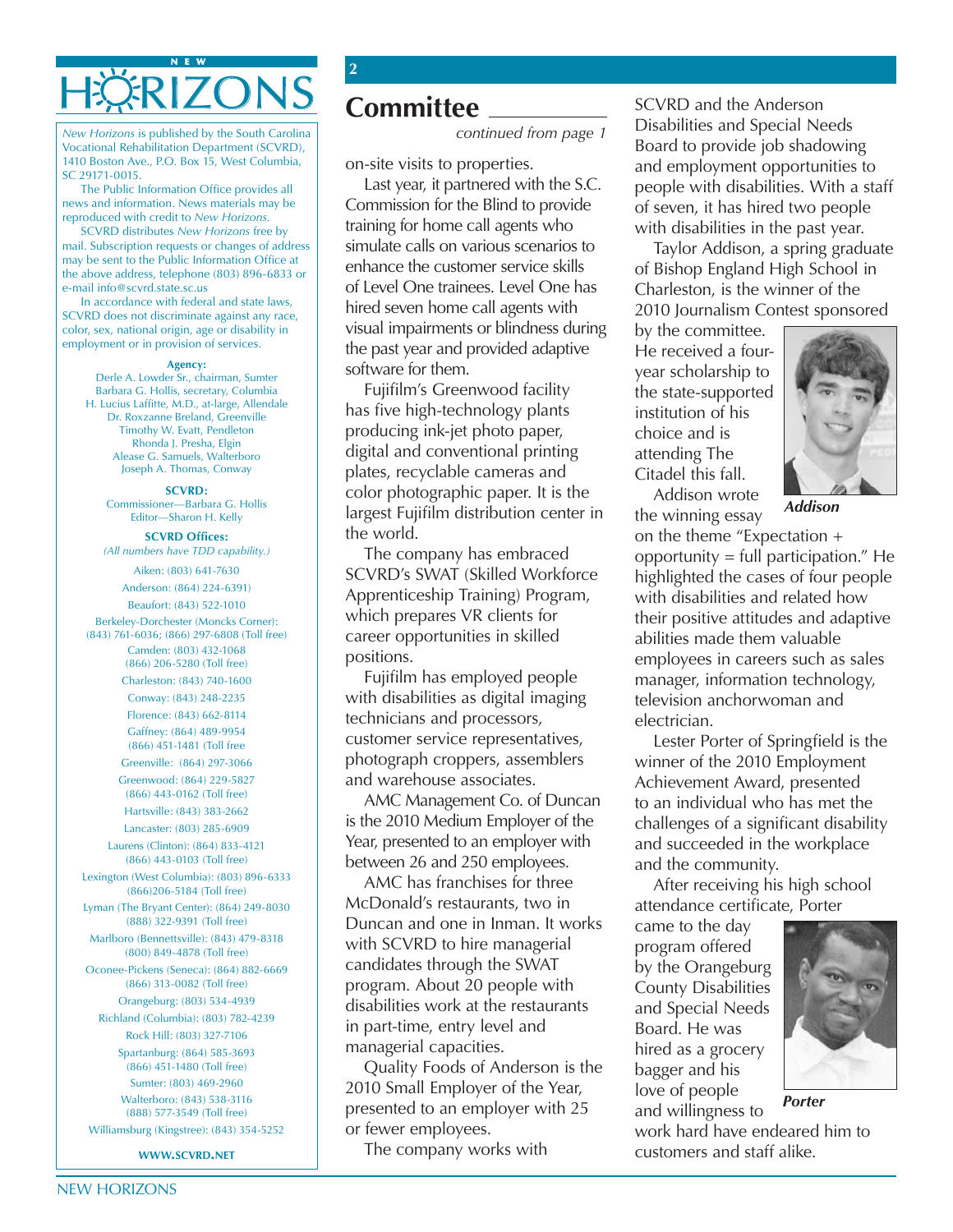# NEW HORIZONS

*New Horizons* is published by the South Carolina Vocational Rehabilitation Department (SCVRD), 1410 Boston Ave., P.O. Box 15, West Columbia, SC 29171-0015.

The Public Information Office provides all news and information. News materials may be reproduced with credit to *New Horizons.*

SCVRD distributes *New Horizons* free by mail. Subscription requests or changes of address may be sent to the Public Information Office at the above address, telephone (803) 896-6833 or e-mail info@scvrd.state.sc.us

In accordance with federal and state laws, SCVRD does not discriminate against any race, color, sex, national origin, age or disability in employment or in provision of services.

**Agency:**
Derle A. Lowder Sr., chairman, Sumter
Barbara G. Hollis, secretary, Columbia
H. Lucius Laffitte, M.D., at-large, Allendale
Dr. Roxzanne Breland, Greenville
Timothy W. Evatt, Pendleton
Rhonda J. Presha, Elgin
Alease G. Samuels, Walterboro
Joseph A. Thomas, Conway

**SCVRD:**
Commissioner—Barbara G. Hollis
Editor—Sharon H. Kelly

**SCVRD Offices:**
*(All numbers have TDD capability.)*

Aiken: (803) 641-7630
Anderson: (864) 224-6391)
Beaufort: (843) 522-1010
Berkeley-Dorchester (Moncks Corner): (843) 761-6036; (866) 297-6808 (Toll free)
Camden: (803) 432-1068
(866) 206-5280 (Toll free)
Charleston: (843) 740-1600
Conway: (843) 248-2235
Florence: (843) 662-8114
Gaffney: (864) 489-9954
(866) 451-1481 (Toll free
Greenville: (864) 297-3066
Greenwood: (864) 229-5827
(866) 443-0162 (Toll free)
Hartsville: (843) 383-2662
Lancaster: (803) 285-6909
Laurens (Clinton): (864) 833-4121
(866) 443-0103 (Toll free)
Lexington (West Columbia): (803) 896-6333
(866)206-5184 (Toll free)
Lyman (The Bryant Center): (864) 249-8030
(888) 322-9391 (Toll free)
Marlboro (Bennettsville): (843) 479-8318
(800) 849-4878 (Toll free)
Oconee-Pickens (Seneca): (864) 882-6669
(866) 313-0082 (Toll free)
Orangeburg: (803) 534-4939
Richland (Columbia): (803) 782-4239
Rock Hill: (803) 327-7106
Spartanburg: (864) 585-3693
(866) 451-1480 (Toll free)
Sumter: (803) 469-2960
Walterboro: (843) 538-3116
(888) 577-3549 (Toll free)
Williamsburg (Kingstree): (843) 354-5252

**WWW.SCVRD.NET**

# Committee

*continued from page 1*

on-site visits to properties.

Last year, it partnered with the S.C. Commission for the Blind to provide training for home call agents who simulate calls on various scenarios to enhance the customer service skills of Level One trainees. Level One has hired seven home call agents with visual impairments or blindness during the past year and provided adaptive software for them.

Fujifilm's Greenwood facility has five high-technology plants producing ink-jet photo paper, digital and conventional printing plates, recyclable cameras and color photographic paper. It is the largest Fujifilm distribution center in the world.

The company has embraced SCVRD's SWAT (Skilled Workforce Apprenticeship Training) Program, which prepares VR clients for career opportunities in skilled positions.

Fujifilm has employed people with disabilities as digital imaging technicians and processors, customer service representatives, photograph croppers, assemblers and warehouse associates.

AMC Management Co. of Duncan is the 2010 Medium Employer of the Year, presented to an employer with between 26 and 250 employees.

AMC has franchises for three McDonald's restaurants, two in Duncan and one in Inman. It works with SCVRD to hire managerial candidates through the SWAT program. About 20 people with disabilities work at the restaurants in part-time, entry level and managerial capacities.

Quality Foods of Anderson is the 2010 Small Employer of the Year, presented to an employer with 25 or fewer employees.

The company works with SCVRD and the Anderson Disabilities and Special Needs Board to provide job shadowing and employment opportunities to people with disabilities. With a staff of seven, it has hired two people with disabilities in the past year.

Taylor Addison, a spring graduate of Bishop England High School in Charleston, is the winner of the 2010 Journalism Contest sponsored by the committee. He received a four-year scholarship to the state-supported institution of his choice and is attending The Citadel this fall.

*Addison*

Addison wrote the winning essay on the theme "Expectation + opportunity = full participation." He highlighted the cases of four people with disabilities and related how their positive attitudes and adaptive abilities made them valuable employees in careers such as sales manager, information technology, television anchorwoman and electrician.

Lester Porter of Springfield is the winner of the 2010 Employment Achievement Award, presented to an individual who has met the challenges of a significant disability and succeeded in the workplace and the community.

After receiving his high school attendance certificate, Porter came to the day program offered by the Orangeburg County Disabilities and Special Needs Board. He was hired as a grocery bagger and his love of people and willingness to work hard have endeared him to customers and staff alike.

*Porter*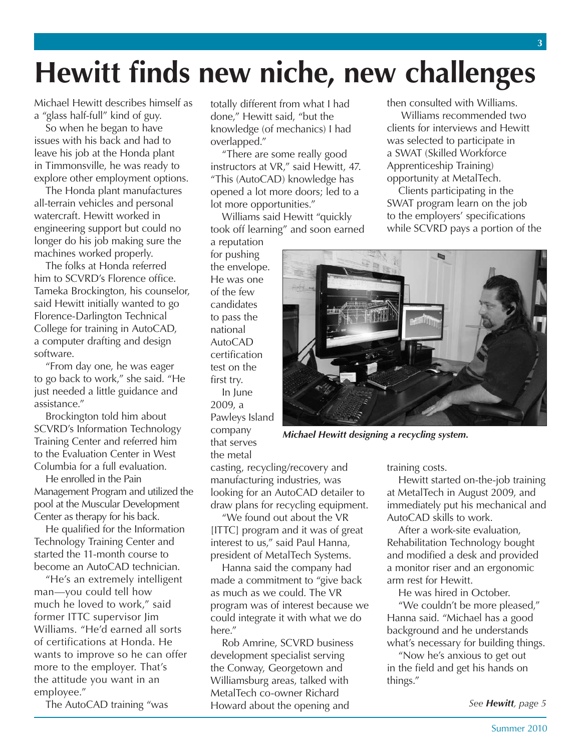# Hewitt finds new niche, new challenges

Michael Hewitt describes himself as a "glass half-full" kind of guy.

So when he began to have issues with his back and had to leave his job at the Honda plant in Timmonsville, he was ready to explore other employment options.

The Honda plant manufactures all-terrain vehicles and personal watercraft. Hewitt worked in engineering support but could no longer do his job making sure the machines worked properly.

The folks at Honda referred him to SCVRD's Florence office. Tameka Brockington, his counselor, said Hewitt initially wanted to go Florence-Darlington Technical College for training in AutoCAD, a computer drafting and design software.

"From day one, he was eager to go back to work," she said. "He just needed a little guidance and assistance."

Brockington told him about SCVRD's Information Technology Training Center and referred him to the Evaluation Center in West Columbia for a full evaluation.

He enrolled in the Pain Management Program and utilized the pool at the Muscular Development Center as therapy for his back.

He qualified for the Information Technology Training Center and started the 11-month course to become an AutoCAD technician.

"He's an extremely intelligent man—you could tell how much he loved to work," said former ITTC supervisor Jim Williams. "He'd earned all sorts of certifications at Honda. He wants to improve so he can offer more to the employer. That's the attitude you want in an employee."

The AutoCAD training "was totally different from what I had done," Hewitt said, "but the knowledge (of mechanics) I had overlapped."

"There are some really good instructors at VR," said Hewitt, 47. "This (AutoCAD) knowledge has opened a lot more doors; led to a lot more opportunities."

Williams said Hewitt "quickly took off learning" and soon earned a reputation for pushing the envelope. He was one of the few candidates to pass the national AutoCAD certification test on the first try.

In June 2009, a Pawleys Island company that serves the metal casting, recycling/recovery and manufacturing industries, was looking for an AutoCAD detailer to draw plans for recycling equipment.

"We found out about the VR [ITTC] program and it was of great interest to us," said Paul Hanna, president of MetalTech Systems.

Hanna said the company had made a commitment to "give back as much as we could. The VR program was of interest because we could integrate it with what we do here."

Rob Amrine, SCVRD business development specialist serving the Conway, Georgetown and Williamsburg areas, talked with MetalTech co-owner Richard Howard about the opening and then consulted with Williams.

Williams recommended two clients for interviews and Hewitt was selected to participate in a SWAT (Skilled Workforce Apprenticeship Training) opportunity at MetalTech.

Clients participating in the SWAT program learn on the job to the employers' specifications while SCVRD pays a portion of the training costs.

*Michael Hewitt designing a recycling system.*

Hewitt started on-the-job training at MetalTech in August 2009, and immediately put his mechanical and AutoCAD skills to work.

After a work-site evaluation, Rehabilitation Technology bought and modified a desk and provided a monitor riser and an ergonomic arm rest for Hewitt.

He was hired in October.

"We couldn't be more pleased," Hanna said. "Michael has a good background and he understands what's necessary for building things.

"Now he's anxious to get out in the field and get his hands on things."

*See **Hewitt**, page 5*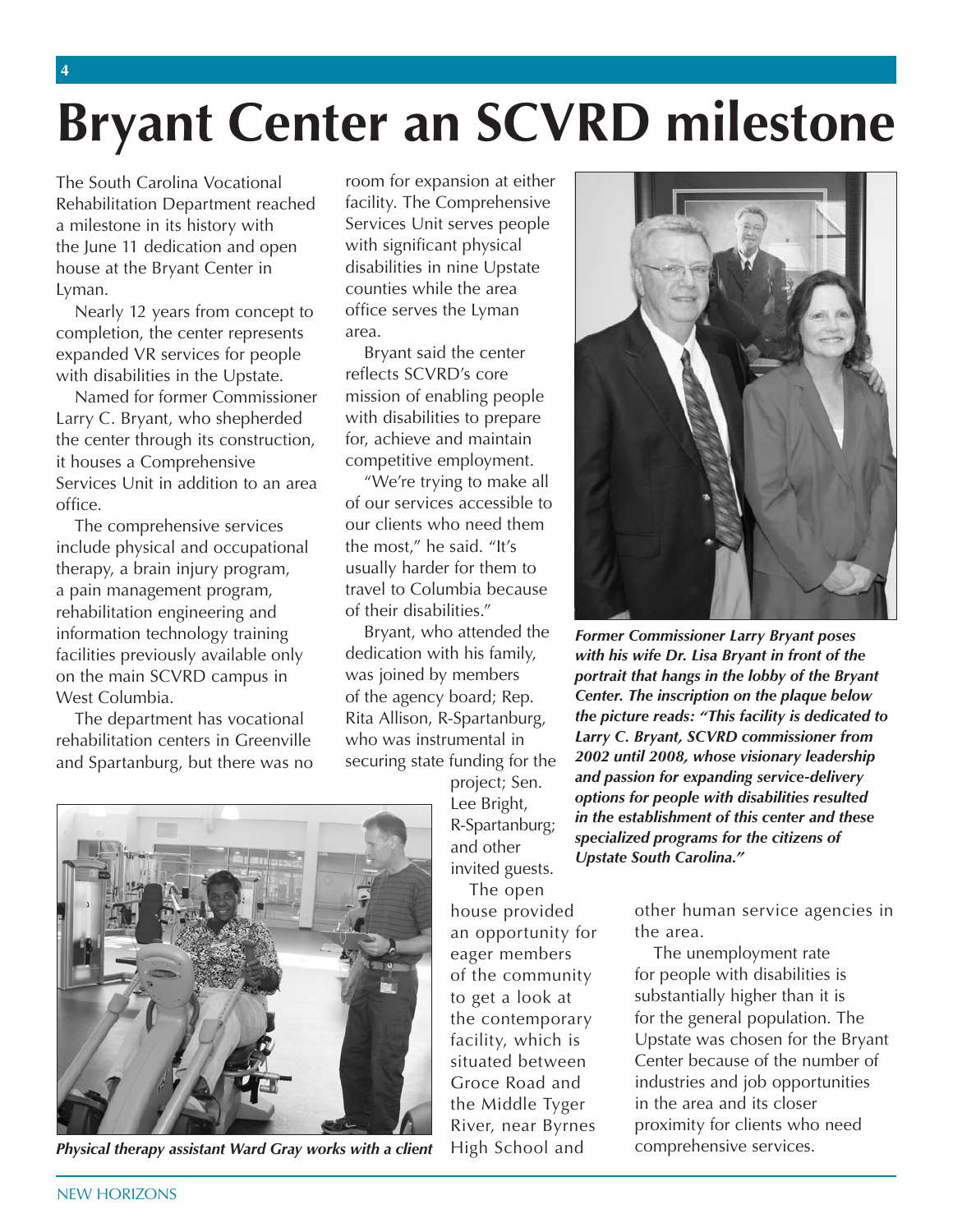# Bryant Center an SCVRD milestone

The South Carolina Vocational Rehabilitation Department reached a milestone in its history with the June 11 dedication and open house at the Bryant Center in Lyman.

Nearly 12 years from concept to completion, the center represents expanded VR services for people with disabilities in the Upstate.

Named for former Commissioner Larry C. Bryant, who shepherded the center through its construction, it houses a Comprehensive Services Unit in addition to an area office.

The comprehensive services include physical and occupational therapy, a brain injury program, a pain management program, rehabilitation engineering and information technology training facilities previously available only on the main SCVRD campus in West Columbia.

The department has vocational rehabilitation centers in Greenville and Spartanburg, but there was no room for expansion at either facility. The Comprehensive Services Unit serves people with significant physical disabilities in nine Upstate counties while the area office serves the Lyman area.

Bryant said the center reflects SCVRD's core mission of enabling people with disabilities to prepare for, achieve and maintain competitive employment.

"We're trying to make all of our services accessible to our clients who need them the most," he said. "It's usually harder for them to travel to Columbia because of their disabilities."

Bryant, who attended the dedication with his family, was joined by members of the agency board; Rep. Rita Allison, R-Spartanburg, who was instrumental in securing state funding for the project; Sen. Lee Bright, R-Spartanburg; and other invited guests.

The open house provided an opportunity for eager members of the community to get a look at the contemporary facility, which is situated between Groce Road and the Middle Tyger River, near Byrnes High School and other human service agencies in the area.

The unemployment rate for people with disabilities is substantially higher than it is for the general population. The Upstate was chosen for the Bryant Center because of the number of industries and job opportunities in the area and its closer proximity for clients who need comprehensive services.

***Former Commissioner Larry Bryant poses with his wife Dr. Lisa Bryant in front of the portrait that hangs in the lobby of the Bryant Center. The inscription on the plaque below the picture reads: "This facility is dedicated to Larry C. Bryant, SCVRD commissioner from 2002 until 2008, whose visionary leadership and passion for expanding service-delivery options for people with disabilities resulted in the establishment of this center and these specialized programs for the citizens of Upstate South Carolina."***

***Physical therapy assistant Ward Gray works with a client***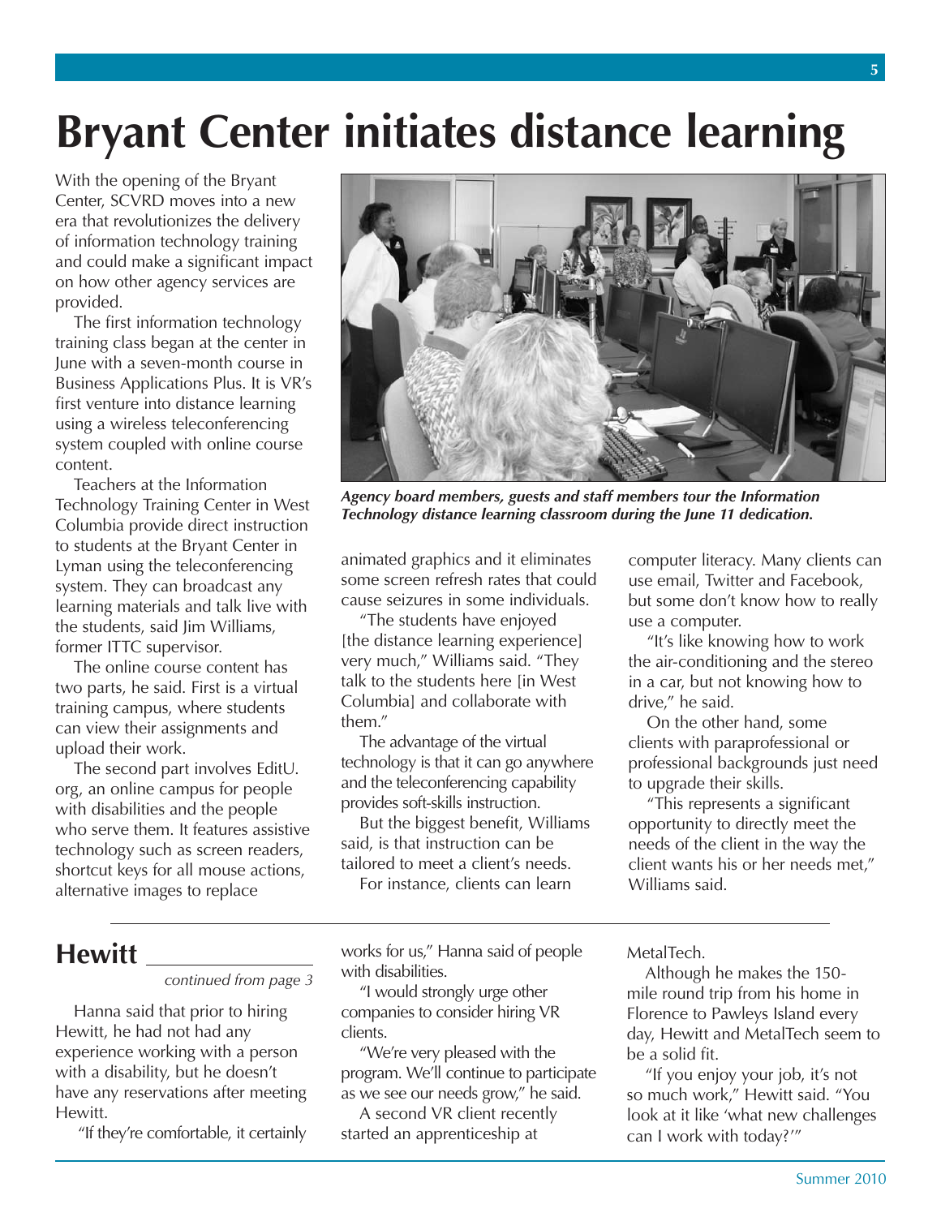# Bryant Center initiates distance learning

With the opening of the Bryant Center, SCVRD moves into a new era that revolutionizes the delivery of information technology training and could make a significant impact on how other agency services are provided.

The first information technology training class began at the center in June with a seven-month course in Business Applications Plus. It is VR's first venture into distance learning using a wireless teleconferencing system coupled with online course content.

Teachers at the Information Technology Training Center in West Columbia provide direct instruction to students at the Bryant Center in Lyman using the teleconferencing system. They can broadcast any learning materials and talk live with the students, said Jim Williams, former ITTC supervisor.

The online course content has two parts, he said. First is a virtual training campus, where students can view their assignments and upload their work.

The second part involves EditU.org, an online campus for people with disabilities and the people who serve them. It features assistive technology such as screen readers, shortcut keys for all mouse actions, alternative images to replace animated graphics and it eliminates some screen refresh rates that could cause seizures in some individuals.

*Agency board members, guests and staff members tour the Information Technology distance learning classroom during the June 11 dedication.*

"The students have enjoyed [the distance learning experience] very much," Williams said. "They talk to the students here [in West Columbia] and collaborate with them."

The advantage of the virtual technology is that it can go anywhere and the teleconferencing capability provides soft-skills instruction.

But the biggest benefit, Williams said, is that instruction can be tailored to meet a client's needs.

For instance, clients can learn computer literacy. Many clients can use email, Twitter and Facebook, but some don't know how to really use a computer.

"It's like knowing how to work the air-conditioning and the stereo in a car, but not knowing how to drive," he said.

On the other hand, some clients with paraprofessional or professional backgrounds just need to upgrade their skills.

"This represents a significant opportunity to directly meet the needs of the client in the way the client wants his or her needs met," Williams said.

## Hewitt

*continued from page 3*

Hanna said that prior to hiring Hewitt, he had not had any experience working with a person with a disability, but he doesn't have any reservations after meeting Hewitt.

"If they're comfortable, it certainly works for us," Hanna said of people with disabilities.

"I would strongly urge other companies to consider hiring VR clients.

"We're very pleased with the program. We'll continue to participate as we see our needs grow," he said.

A second VR client recently started an apprenticeship at MetalTech.

Although he makes the 150-mile round trip from his home in Florence to Pawleys Island every day, Hewitt and MetalTech seem to be a solid fit.

"If you enjoy your job, it's not so much work," Hewitt said. "You look at it like 'what new challenges can I work with today?'"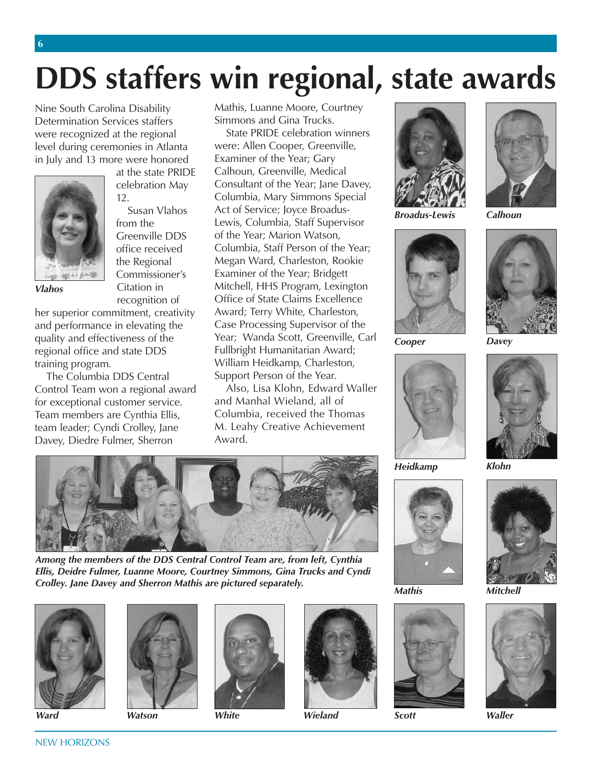# DDS staffers win regional, state awards

Nine South Carolina Disability Determination Services staffers were recognized at the regional level during ceremonies in Atlanta in July and 13 more were honored at the state PRIDE celebration May 12.

*Vlahos*

Susan Vlahos from the Greenville DDS office received the Regional Commissioner's Citation in recognition of her superior commitment, creativity and performance in elevating the quality and effectiveness of the regional office and state DDS training program.

The Columbia DDS Central Control Team won a regional award for exceptional customer service. Team members are Cynthia Ellis, team leader; Cyndi Crolley, Jane Davey, Diedre Fulmer, Sherron Mathis, Luanne Moore, Courtney Simmons and Gina Trucks.

State PRIDE celebration winners were: Allen Cooper, Greenville, Examiner of the Year; Gary Calhoun, Greenville, Medical Consultant of the Year; Jane Davey, Columbia, Mary Simmons Special Act of Service; Joyce Broadus-Lewis, Columbia, Staff Supervisor of the Year; Marion Watson, Columbia, Staff Person of the Year; Megan Ward, Charleston, Rookie Examiner of the Year; Bridgett Mitchell, HHS Program, Lexington Office of State Claims Excellence Award; Terry White, Charleston, Case Processing Supervisor of the Year; Wanda Scott, Greenville, Carl Fullbright Humanitarian Award; William Heidkamp, Charleston, Support Person of the Year.

Also, Lisa Klohn, Edward Waller and Manhal Wieland, all of Columbia, received the Thomas M. Leahy Creative Achievement Award.

*Among the members of the DDS Central Control Team are, from left, Cynthia Ellis, Deirdre Fulmer, Luanne Moore, Courtney Simmons, Gina Trucks and Cyndi Crolley. Jane Davey and Sherron Mathis are pictured separately.*

*Broadus-Lewis* *Calhoun*

*Cooper* *Davey*

*Heidkamp* *Klohn*

*Mathis* *Mitchell*

*Scott* *Waller*

*Ward* *Watson* *White* *Wieland*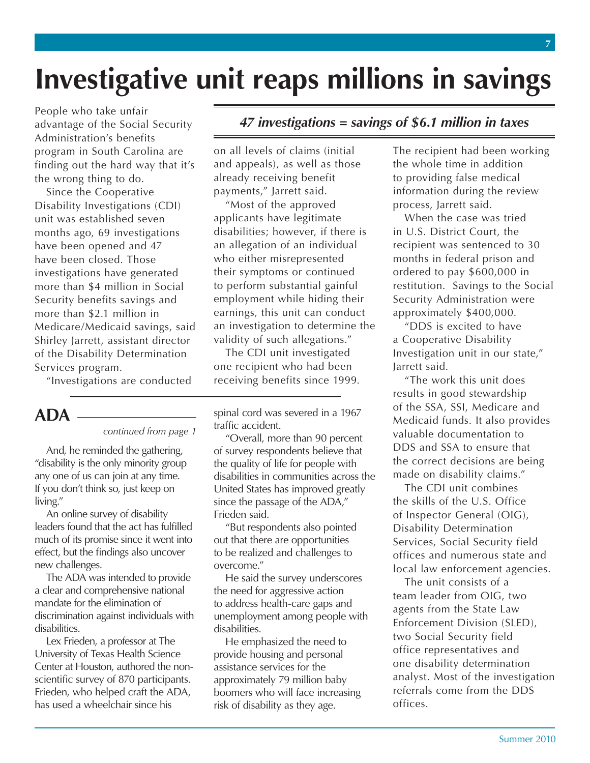# Investigative unit reaps millions in savings

*47 investigations = savings of $6.1 million in taxes*

People who take unfair advantage of the Social Security Administration's benefits program in South Carolina are finding out the hard way that it's the wrong thing to do.

Since the Cooperative Disability Investigations (CDI) unit was established seven months ago, 69 investigations have been opened and 47 have been closed. Those investigations have generated more than $4 million in Social Security benefits savings and more than $2.1 million in Medicare/Medicaid savings, said Shirley Jarrett, assistant director of the Disability Determination Services program.

"Investigations are conducted on all levels of claims (initial and appeals), as well as those already receiving benefit payments," Jarrett said.

"Most of the approved applicants have legitimate disabilities; however, if there is an allegation of an individual who either misrepresented their symptoms or continued to perform substantial gainful employment while hiding their earnings, this unit can conduct an investigation to determine the validity of such allegations."

The CDI unit investigated one recipient who had been receiving benefits since 1999. The recipient had been working the whole time in addition to providing false medical information during the review process, Jarrett said.

When the case was tried in U.S. District Court, the recipient was sentenced to 30 months in federal prison and ordered to pay $600,000 in restitution. Savings to the Social Security Administration were approximately $400,000.

"DDS is excited to have a Cooperative Disability Investigation unit in our state," Jarrett said.

"The work this unit does results in good stewardship of the SSA, SSI, Medicare and Medicaid funds. It also provides valuable documentation to DDS and SSA to ensure that the correct decisions are being made on disability claims."

The CDI unit combines the skills of the U.S. Office of Inspector General (OIG), Disability Determination Services, Social Security field offices and numerous state and local law enforcement agencies.

The unit consists of a team leader from OIG, two agents from the State Law Enforcement Division (SLED), two Social Security field office representatives and one disability determination analyst. Most of the investigation referrals come from the DDS offices.

## ADA

*continued from page 1*

And, he reminded the gathering, "disability is the only minority group any one of us can join at any time. If you don't think so, just keep on living."

An online survey of disability leaders found that the act has fulfilled much of its promise since it went into effect, but the findings also uncover new challenges.

The ADA was intended to provide a clear and comprehensive national mandate for the elimination of discrimination against individuals with disabilities.

Lex Frieden, a professor at The University of Texas Health Science Center at Houston, authored the non-scientific survey of 870 participants. Frieden, who helped craft the ADA, has used a wheelchair since his spinal cord was severed in a 1967 traffic accident.

"Overall, more than 90 percent of survey respondents believe that the quality of life for people with disabilities in communities across the United States has improved greatly since the passage of the ADA," Frieden said.

"But respondents also pointed out that there are opportunities to be realized and challenges to overcome."

He said the survey underscores the need for aggressive action to address health-care gaps and unemployment among people with disabilities.

He emphasized the need to provide housing and personal assistance services for the approximately 79 million baby boomers who will face increasing risk of disability as they age.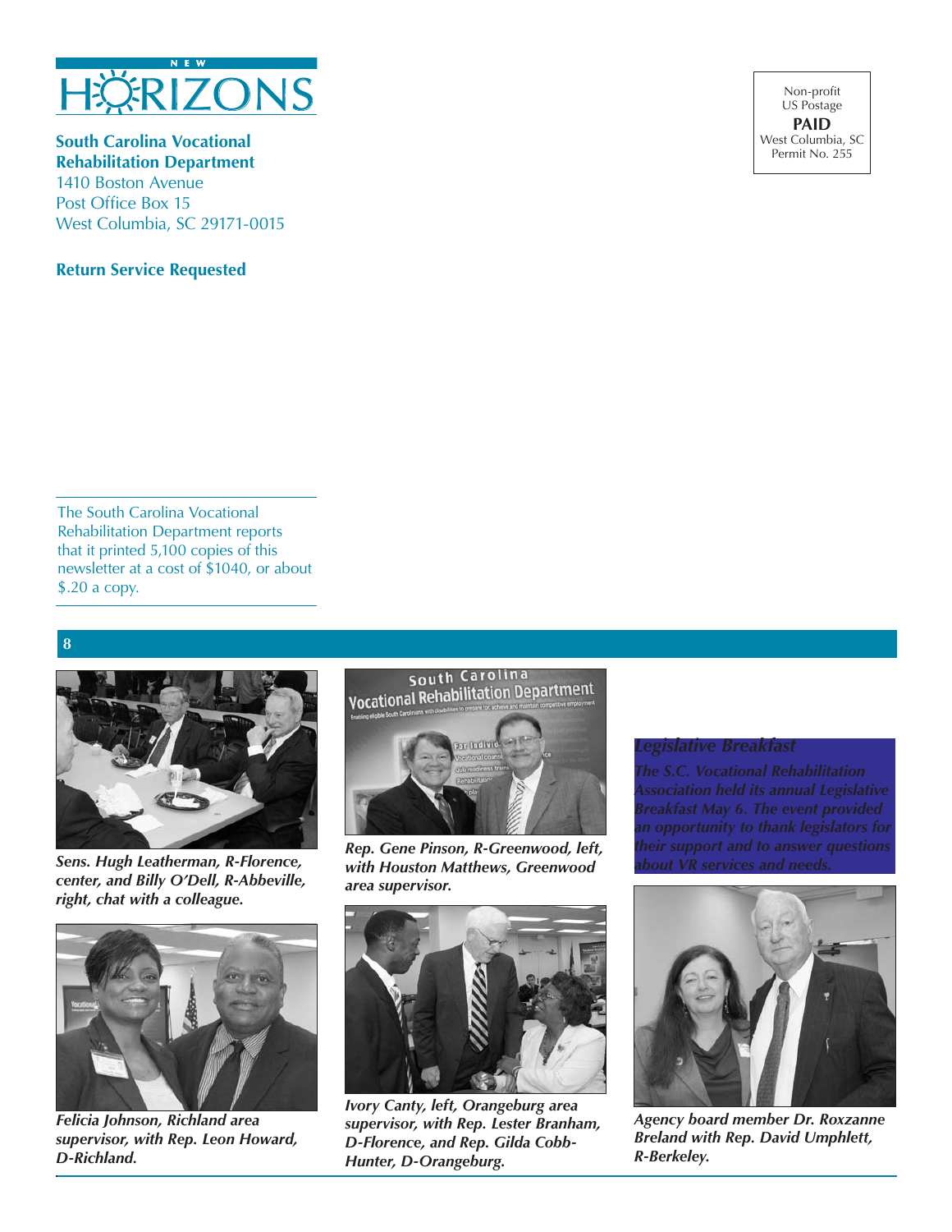# NEW HORIZONS

**South Carolina Vocational Rehabilitation Department**
1410 Boston Avenue
Post Office Box 15
West Columbia, SC 29171-0015

**Return Service Requested**

Non-profit
US Postage
**PAID**
West Columbia, SC
Permit No. 255

The South Carolina Vocational Rehabilitation Department reports that it printed 5,100 copies of this newsletter at a cost of $1040, or about $.20 a copy.

## *Legislative Breakfast*

***The S.C. Vocational Rehabilitation Association held its annual Legislative Breakfast May 6. The event provided an opportunity to thank legislators for their support and to answer questions about VR services and needs.***

***Sens. Hugh Leatherman, R-Florence, center, and Billy O'Dell, R-Abbeville, right, chat with a colleague.***

***Rep. Gene Pinson, R-Greenwood, left, with Houston Matthews, Greenwood area supervisor.***

***Felicia Johnson, Richland area supervisor, with Rep. Leon Howard, D-Richland.***

***Ivory Canty, left, Orangeburg area supervisor, with Rep. Lester Branham, D-Florence, and Rep. Gilda Cobb-Hunter, D-Orangeburg.***

***Agency board member Dr. Roxzanne Breland with Rep. David Umphlett, R-Berkeley.***